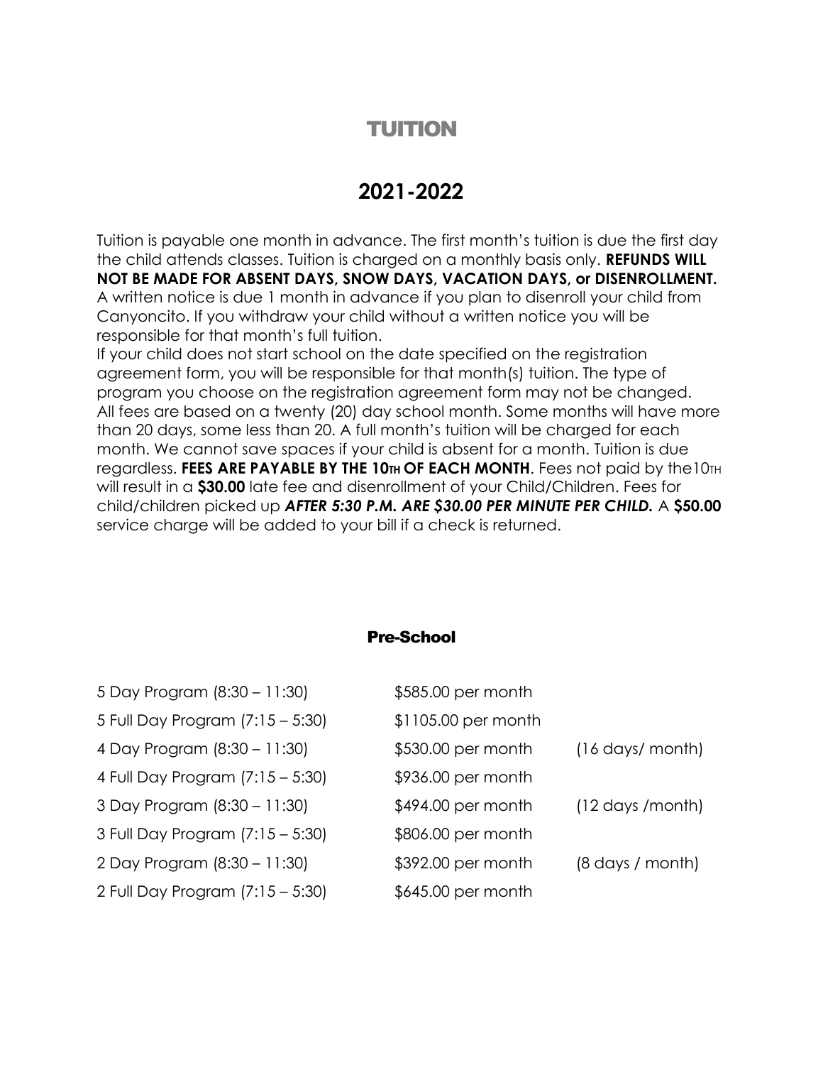# TUITION

## 2021-2022

Tuition is payable one month in advance. The first month's tuition is due the first day the child attends classes. Tuition is charged on a monthly basis only. **REFUNDS WILL NOT BE MADE FOR ABSENT DAYS, SNOW DAYS, VACATION DAYS, or DISENROLLMENT.** A written notice is due 1 month in advance if you plan to disenroll your child from Canyoncito. If you withdraw your child without a written notice you will be responsible for that month's full tuition.

If your child does not start school on the date specified on the registration agreement form, you will be responsible for that month(s) tuition. The type of program you choose on the registration agreement form may not be changed. All fees are based on a twenty (20) day school month. Some months will have more than 20 days, some less than 20. A full month's tuition will be charged for each month. We cannot save spaces if your child is absent for a month. Tuition is due regardless. **FEES ARE PAYABLE BY THE 10TH OF EACH MONTH**. Fees not paid by the10TH will result in a **$30.00** late fee and disenrollment of your Child/Children. Fees for child/children picked up ***AFTER 5:30 P.M. ARE $30.00 PER MINUTE PER CHILD.*** A **$50.00** service charge will be added to your bill if a check is returned.

### Pre-School

| | | |
|---|---|---|
| 5 Day Program (8:30 – 11:30) | $585.00 per month | |
| 5 Full Day Program (7:15 – 5:30) | $1105.00 per month | |
| 4 Day Program (8:30 – 11:30) | $530.00 per month | (16 days/ month) |
| 4 Full Day Program (7:15 – 5:30) | $936.00 per month | |
| 3 Day Program (8:30 – 11:30) | $494.00 per month | (12 days /month) |
| 3 Full Day Program (7:15 – 5:30) | $806.00 per month | |
| 2 Day Program (8:30 – 11:30) | $392.00 per month | (8 days / month) |
| 2 Full Day Program (7:15 – 5:30) | $645.00 per month | |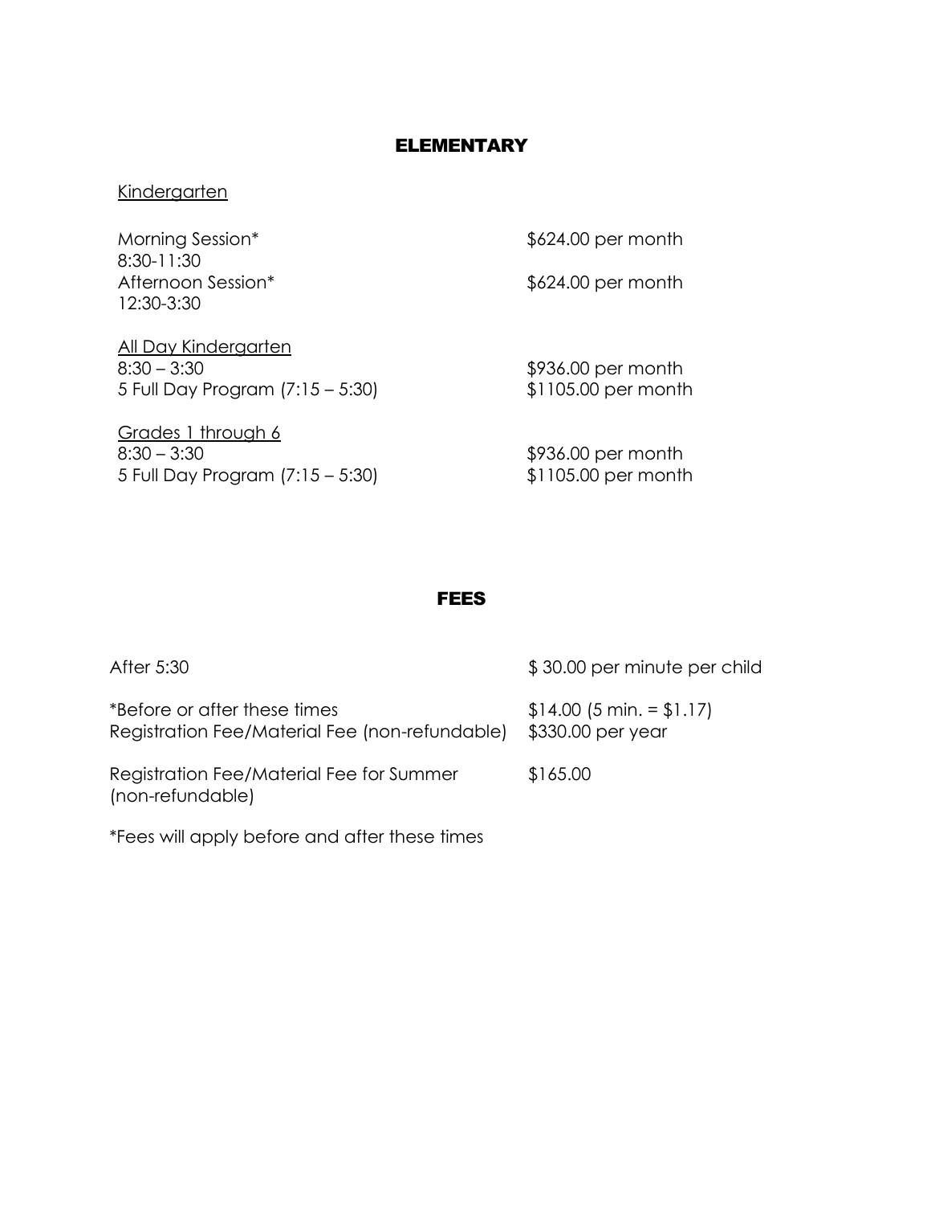## ELEMENTARY

<u>Kindergarten</u>

| | |
|---|---|
| Morning Session*<br>8:30-11:30 | $624.00 per month |
| Afternoon Session*<br>12:30-3:30 | $624.00 per month |

<u>All Day Kindergarten</u>

| | |
|---|---|
| 8:30 – 3:30 | $936.00 per month |
| 5 Full Day Program (7:15 – 5:30) | $1105.00 per month |

<u>Grades 1 through 6</u>

| | |
|---|---|
| 8:30 – 3:30 | $936.00 per month |
| 5 Full Day Program (7:15 – 5:30) | $1105.00 per month |

## FEES

| | |
|---|---|
| After 5:30 | $ 30.00 per minute per child |
| *Before or after these times | $14.00 (5 min. = $1.17) |
| Registration Fee/Material Fee (non-refundable) | $330.00 per year |
| Registration Fee/Material Fee for Summer (non-refundable) | $165.00 |

*Fees will apply before and after these times